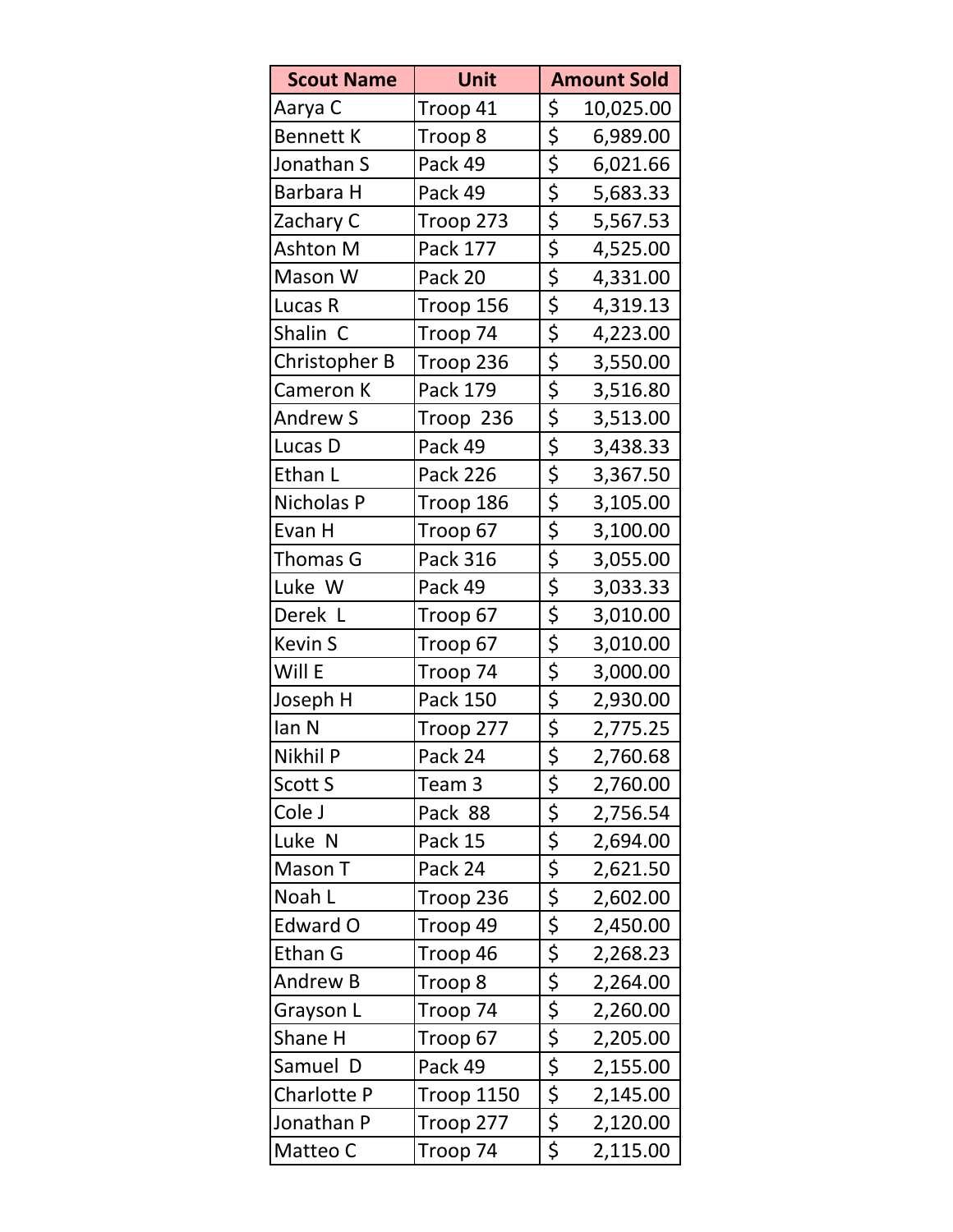| Scout Name | Unit | Amount Sold |
| --- | --- | --- |
| Aarya C | Troop 41 | $ 10,025.00 |
| Bennett K | Troop 8 | $ 6,989.00 |
| Jonathan S | Pack 49 | $ 6,021.66 |
| Barbara H | Pack 49 | $ 5,683.33 |
| Zachary C | Troop 273 | $ 5,567.53 |
| Ashton M | Pack 177 | $ 4,525.00 |
| Mason W | Pack 20 | $ 4,331.00 |
| Lucas R | Troop 156 | $ 4,319.13 |
| Shalin C | Troop 74 | $ 4,223.00 |
| Christopher B | Troop 236 | $ 3,550.00 |
| Cameron K | Pack 179 | $ 3,516.80 |
| Andrew S | Troop 236 | $ 3,513.00 |
| Lucas D | Pack 49 | $ 3,438.33 |
| Ethan L | Pack 226 | $ 3,367.50 |
| Nicholas P | Troop 186 | $ 3,105.00 |
| Evan H | Troop 67 | $ 3,100.00 |
| Thomas G | Pack 316 | $ 3,055.00 |
| Luke W | Pack 49 | $ 3,033.33 |
| Derek L | Troop 67 | $ 3,010.00 |
| Kevin S | Troop 67 | $ 3,010.00 |
| Will E | Troop 74 | $ 3,000.00 |
| Joseph H | Pack 150 | $ 2,930.00 |
| Ian N | Troop 277 | $ 2,775.25 |
| Nikhil P | Pack 24 | $ 2,760.68 |
| Scott S | Team 3 | $ 2,760.00 |
| Cole J | Pack 88 | $ 2,756.54 |
| Luke N | Pack 15 | $ 2,694.00 |
| Mason T | Pack 24 | $ 2,621.50 |
| Noah L | Troop 236 | $ 2,602.00 |
| Edward O | Troop 49 | $ 2,450.00 |
| Ethan G | Troop 46 | $ 2,268.23 |
| Andrew B | Troop 8 | $ 2,264.00 |
| Grayson L | Troop 74 | $ 2,260.00 |
| Shane H | Troop 67 | $ 2,205.00 |
| Samuel D | Pack 49 | $ 2,155.00 |
| Charlotte P | Troop 1150 | $ 2,145.00 |
| Jonathan P | Troop 277 | $ 2,120.00 |
| Matteo C | Troop 74 | $ 2,115.00 |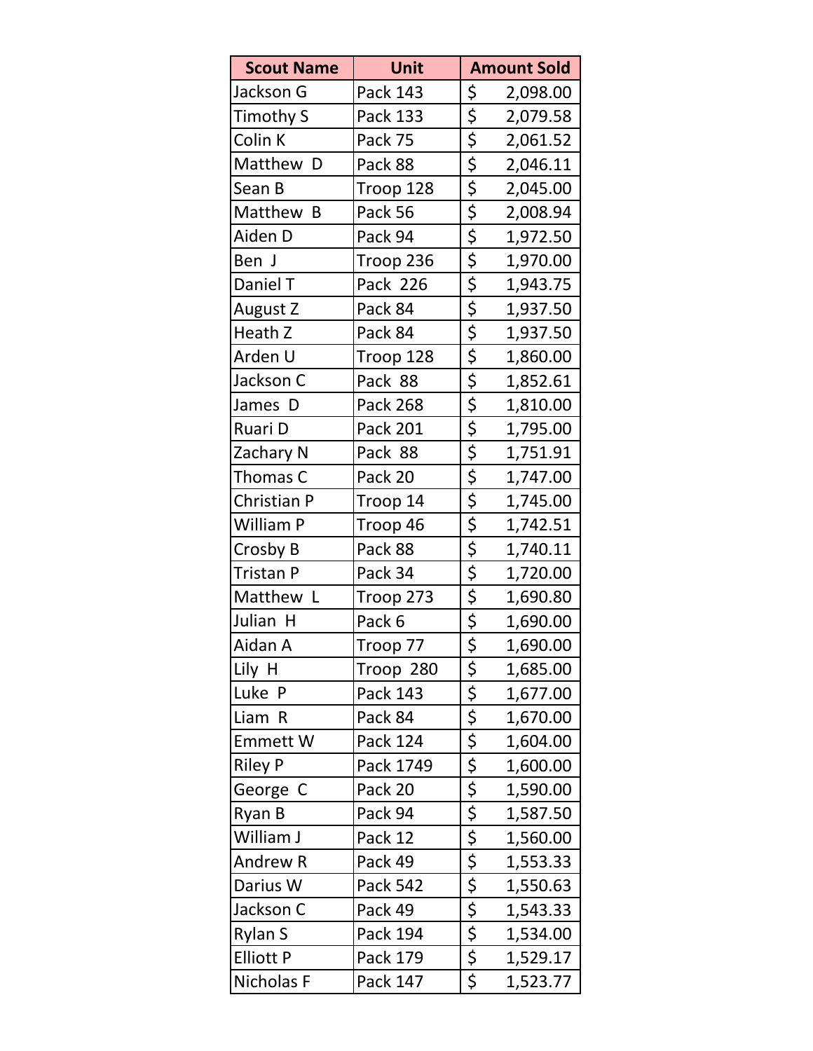| Scout Name | Unit | Amount Sold |
| --- | --- | --- |
| Jackson G | Pack 143 | $ 2,098.00 |
| Timothy S | Pack 133 | $ 2,079.58 |
| Colin K | Pack 75 | $ 2,061.52 |
| Matthew D | Pack 88 | $ 2,046.11 |
| Sean B | Troop 128 | $ 2,045.00 |
| Matthew B | Pack 56 | $ 2,008.94 |
| Aiden D | Pack 94 | $ 1,972.50 |
| Ben J | Troop 236 | $ 1,970.00 |
| Daniel T | Pack 226 | $ 1,943.75 |
| August Z | Pack 84 | $ 1,937.50 |
| Heath Z | Pack 84 | $ 1,937.50 |
| Arden U | Troop 128 | $ 1,860.00 |
| Jackson C | Pack 88 | $ 1,852.61 |
| James D | Pack 268 | $ 1,810.00 |
| Ruari D | Pack 201 | $ 1,795.00 |
| Zachary N | Pack 88 | $ 1,751.91 |
| Thomas C | Pack 20 | $ 1,747.00 |
| Christian P | Troop 14 | $ 1,745.00 |
| William P | Troop 46 | $ 1,742.51 |
| Crosby B | Pack 88 | $ 1,740.11 |
| Tristan P | Pack 34 | $ 1,720.00 |
| Matthew L | Troop 273 | $ 1,690.80 |
| Julian H | Pack 6 | $ 1,690.00 |
| Aidan A | Troop 77 | $ 1,690.00 |
| Lily H | Troop 280 | $ 1,685.00 |
| Luke P | Pack 143 | $ 1,677.00 |
| Liam R | Pack 84 | $ 1,670.00 |
| Emmett W | Pack 124 | $ 1,604.00 |
| Riley P | Pack 1749 | $ 1,600.00 |
| George C | Pack 20 | $ 1,590.00 |
| Ryan B | Pack 94 | $ 1,587.50 |
| William J | Pack 12 | $ 1,560.00 |
| Andrew R | Pack 49 | $ 1,553.33 |
| Darius W | Pack 542 | $ 1,550.63 |
| Jackson C | Pack 49 | $ 1,543.33 |
| Rylan S | Pack 194 | $ 1,534.00 |
| Elliott P | Pack 179 | $ 1,529.17 |
| Nicholas F | Pack 147 | $ 1,523.77 |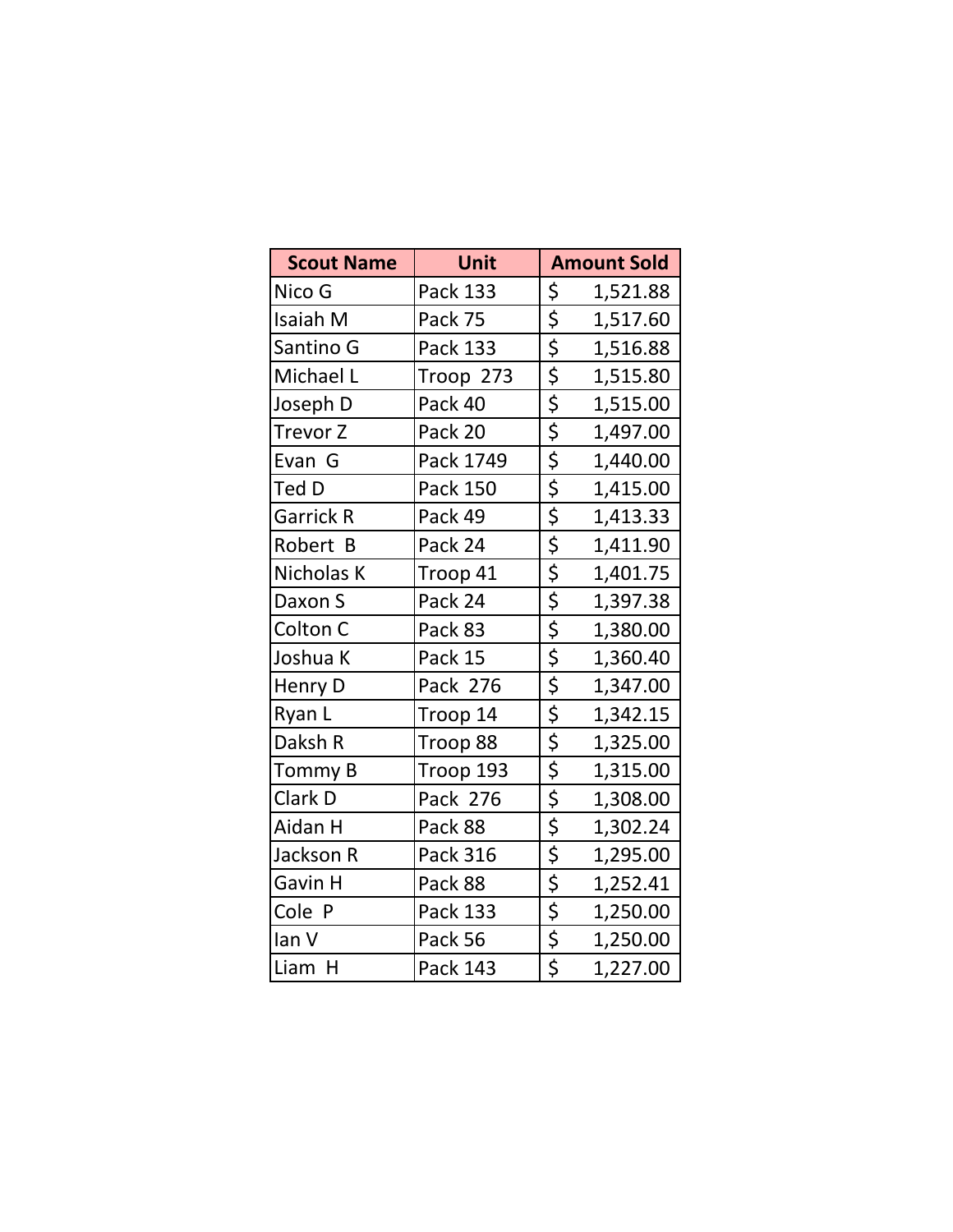| Scout Name | Unit | Amount Sold |
| --- | --- | --- |
| Nico G | Pack 133 | $ 1,521.88 |
| Isaiah M | Pack 75 | $ 1,517.60 |
| Santino G | Pack 133 | $ 1,516.88 |
| Michael L | Troop 273 | $ 1,515.80 |
| Joseph D | Pack 40 | $ 1,515.00 |
| Trevor Z | Pack 20 | $ 1,497.00 |
| Evan G | Pack 1749 | $ 1,440.00 |
| Ted D | Pack 150 | $ 1,415.00 |
| Garrick R | Pack 49 | $ 1,413.33 |
| Robert B | Pack 24 | $ 1,411.90 |
| Nicholas K | Troop 41 | $ 1,401.75 |
| Daxon S | Pack 24 | $ 1,397.38 |
| Colton C | Pack 83 | $ 1,380.00 |
| Joshua K | Pack 15 | $ 1,360.40 |
| Henry D | Pack 276 | $ 1,347.00 |
| Ryan L | Troop 14 | $ 1,342.15 |
| Daksh R | Troop 88 | $ 1,325.00 |
| Tommy B | Troop 193 | $ 1,315.00 |
| Clark D | Pack 276 | $ 1,308.00 |
| Aidan H | Pack 88 | $ 1,302.24 |
| Jackson R | Pack 316 | $ 1,295.00 |
| Gavin H | Pack 88 | $ 1,252.41 |
| Cole P | Pack 133 | $ 1,250.00 |
| Ian V | Pack 56 | $ 1,250.00 |
| Liam H | Pack 143 | $ 1,227.00 |